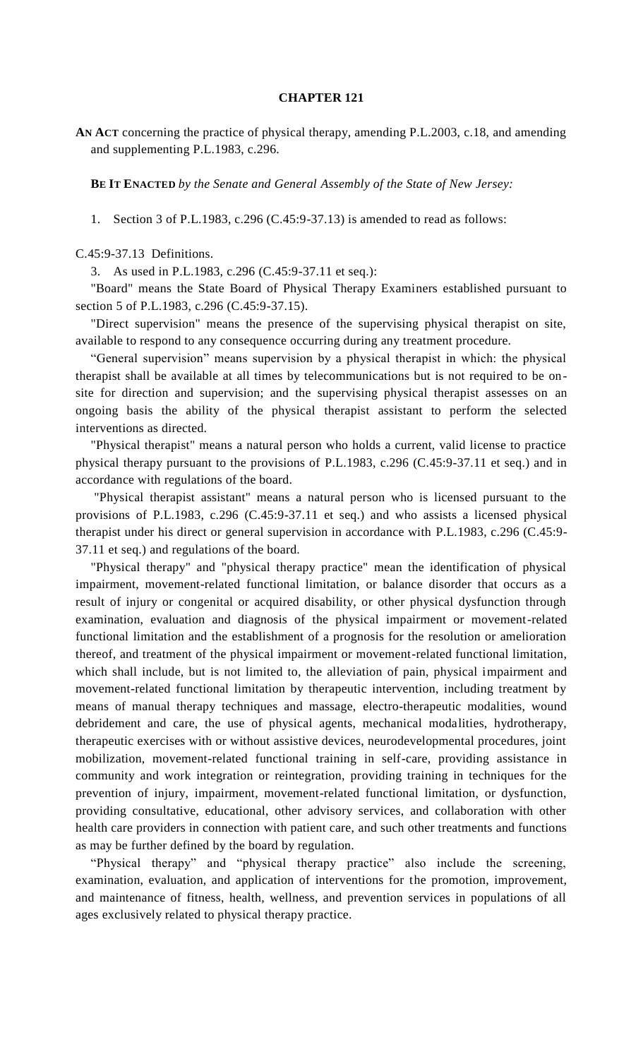# CHAPTER 121

**AN ACT** concerning the practice of physical therapy, amending P.L.2003, c.18, and amending and supplementing P.L.1983, c.296.

**BE IT ENACTED** *by the Senate and General Assembly of the State of New Jersey:*

1. Section 3 of P.L.1983, c.296 (C.45:9-37.13) is amended to read as follows:

C.45:9-37.13 Definitions.

3. As used in P.L.1983, c.296 (C.45:9-37.11 et seq.):

"Board" means the State Board of Physical Therapy Examiners established pursuant to section 5 of P.L.1983, c.296 (C.45:9-37.15).

"Direct supervision" means the presence of the supervising physical therapist on site, available to respond to any consequence occurring during any treatment procedure.

"General supervision" means supervision by a physical therapist in which: the physical therapist shall be available at all times by telecommunications but is not required to be on-site for direction and supervision; and the supervising physical therapist assesses on an ongoing basis the ability of the physical therapist assistant to perform the selected interventions as directed.

"Physical therapist" means a natural person who holds a current, valid license to practice physical therapy pursuant to the provisions of P.L.1983, c.296 (C.45:9-37.11 et seq.) and in accordance with regulations of the board.

"Physical therapist assistant" means a natural person who is licensed pursuant to the provisions of P.L.1983, c.296 (C.45:9-37.11 et seq.) and who assists a licensed physical therapist under his direct or general supervision in accordance with P.L.1983, c.296 (C.45:9-37.11 et seq.) and regulations of the board.

"Physical therapy" and "physical therapy practice" mean the identification of physical impairment, movement-related functional limitation, or balance disorder that occurs as a result of injury or congenital or acquired disability, or other physical dysfunction through examination, evaluation and diagnosis of the physical impairment or movement-related functional limitation and the establishment of a prognosis for the resolution or amelioration thereof, and treatment of the physical impairment or movement-related functional limitation, which shall include, but is not limited to, the alleviation of pain, physical impairment and movement-related functional limitation by therapeutic intervention, including treatment by means of manual therapy techniques and massage, electro-therapeutic modalities, wound debridement and care, the use of physical agents, mechanical modalities, hydrotherapy, therapeutic exercises with or without assistive devices, neurodevelopmental procedures, joint mobilization, movement-related functional training in self-care, providing assistance in community and work integration or reintegration, providing training in techniques for the prevention of injury, impairment, movement-related functional limitation, or dysfunction, providing consultative, educational, other advisory services, and collaboration with other health care providers in connection with patient care, and such other treatments and functions as may be further defined by the board by regulation.

"Physical therapy" and "physical therapy practice" also include the screening, examination, evaluation, and application of interventions for the promotion, improvement, and maintenance of fitness, health, wellness, and prevention services in populations of all ages exclusively related to physical therapy practice.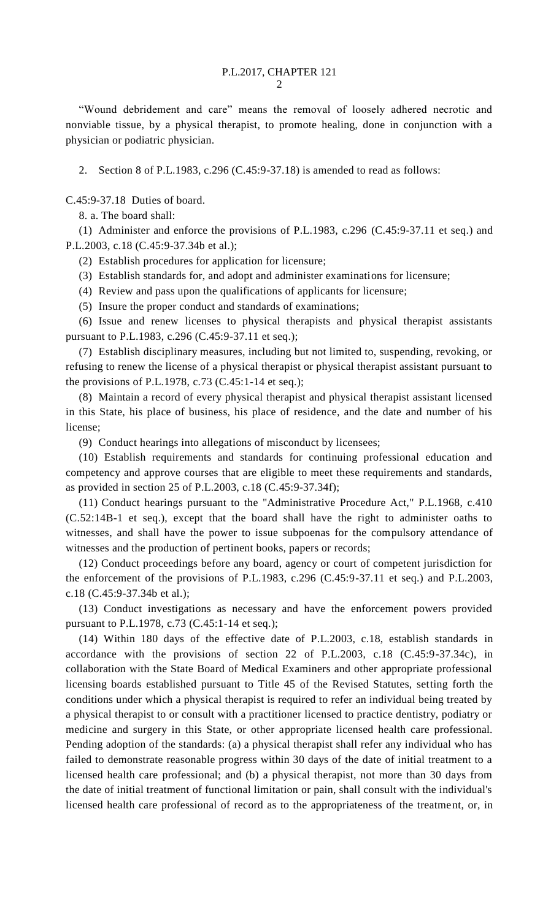"Wound debridement and care" means the removal of loosely adhered necrotic and nonviable tissue, by a physical therapist, to promote healing, done in conjunction with a physician or podiatric physician.

2. Section 8 of P.L.1983, c.296 (C.45:9-37.18) is amended to read as follows:

C.45:9-37.18 Duties of board.

8. a. The board shall:

(1) Administer and enforce the provisions of P.L.1983, c.296 (C.45:9-37.11 et seq.) and P.L.2003, c.18 (C.45:9-37.34b et al.);

(2) Establish procedures for application for licensure;

(3) Establish standards for, and adopt and administer examinations for licensure;

(4) Review and pass upon the qualifications of applicants for licensure;

(5) Insure the proper conduct and standards of examinations;

(6) Issue and renew licenses to physical therapists and physical therapist assistants pursuant to P.L.1983, c.296 (C.45:9-37.11 et seq.);

(7) Establish disciplinary measures, including but not limited to, suspending, revoking, or refusing to renew the license of a physical therapist or physical therapist assistant pursuant to the provisions of P.L.1978, c.73 (C.45:1-14 et seq.);

(8) Maintain a record of every physical therapist and physical therapist assistant licensed in this State, his place of business, his place of residence, and the date and number of his license;

(9) Conduct hearings into allegations of misconduct by licensees;

(10) Establish requirements and standards for continuing professional education and competency and approve courses that are eligible to meet these requirements and standards, as provided in section 25 of P.L.2003, c.18 (C.45:9-37.34f);

(11) Conduct hearings pursuant to the "Administrative Procedure Act," P.L.1968, c.410 (C.52:14B-1 et seq.), except that the board shall have the right to administer oaths to witnesses, and shall have the power to issue subpoenas for the compulsory attendance of witnesses and the production of pertinent books, papers or records;

(12) Conduct proceedings before any board, agency or court of competent jurisdiction for the enforcement of the provisions of P.L.1983, c.296 (C.45:9-37.11 et seq.) and P.L.2003, c.18 (C.45:9-37.34b et al.);

(13) Conduct investigations as necessary and have the enforcement powers provided pursuant to P.L.1978, c.73 (C.45:1-14 et seq.);

(14) Within 180 days of the effective date of P.L.2003, c.18, establish standards in accordance with the provisions of section 22 of P.L.2003, c.18 (C.45:9-37.34c), in collaboration with the State Board of Medical Examiners and other appropriate professional licensing boards established pursuant to Title 45 of the Revised Statutes, setting forth the conditions under which a physical therapist is required to refer an individual being treated by a physical therapist to or consult with a practitioner licensed to practice dentistry, podiatry or medicine and surgery in this State, or other appropriate licensed health care professional. Pending adoption of the standards: (a) a physical therapist shall refer any individual who has failed to demonstrate reasonable progress within 30 days of the date of initial treatment to a licensed health care professional; and (b) a physical therapist, not more than 30 days from the date of initial treatment of functional limitation or pain, shall consult with the individual's licensed health care professional of record as to the appropriateness of the treatment, or, in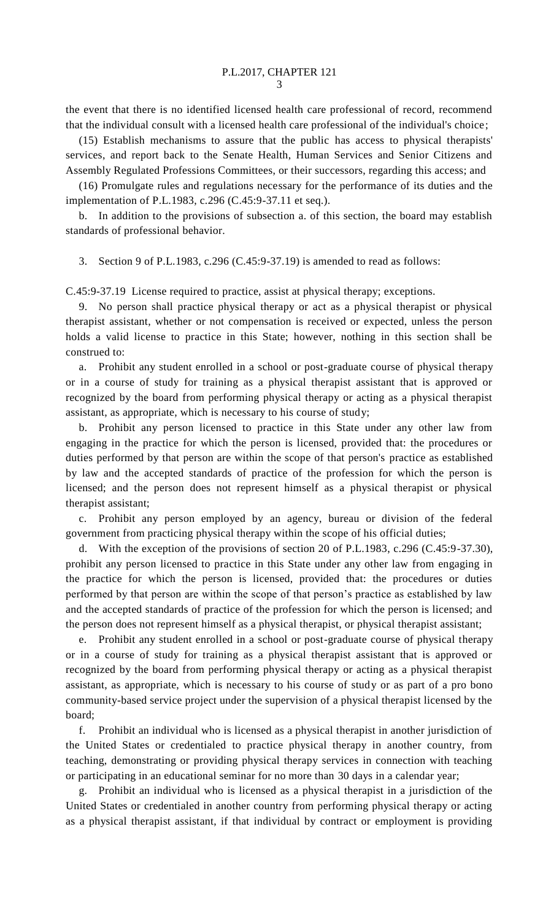the event that there is no identified licensed health care professional of record, recommend that the individual consult with a licensed health care professional of the individual's choice;

(15) Establish mechanisms to assure that the public has access to physical therapists' services, and report back to the Senate Health, Human Services and Senior Citizens and Assembly Regulated Professions Committees, or their successors, regarding this access; and

(16) Promulgate rules and regulations necessary for the performance of its duties and the implementation of P.L.1983, c.296 (C.45:9-37.11 et seq.).

b. In addition to the provisions of subsection a. of this section, the board may establish standards of professional behavior.

3. Section 9 of P.L.1983, c.296 (C.45:9-37.19) is amended to read as follows:

C.45:9-37.19 License required to practice, assist at physical therapy; exceptions.

9. No person shall practice physical therapy or act as a physical therapist or physical therapist assistant, whether or not compensation is received or expected, unless the person holds a valid license to practice in this State; however, nothing in this section shall be construed to:

a. Prohibit any student enrolled in a school or post-graduate course of physical therapy or in a course of study for training as a physical therapist assistant that is approved or recognized by the board from performing physical therapy or acting as a physical therapist assistant, as appropriate, which is necessary to his course of study;

b. Prohibit any person licensed to practice in this State under any other law from engaging in the practice for which the person is licensed, provided that: the procedures or duties performed by that person are within the scope of that person's practice as established by law and the accepted standards of practice of the profession for which the person is licensed; and the person does not represent himself as a physical therapist or physical therapist assistant;

c. Prohibit any person employed by an agency, bureau or division of the federal government from practicing physical therapy within the scope of his official duties;

d. With the exception of the provisions of section 20 of P.L.1983, c.296 (C.45:9-37.30), prohibit any person licensed to practice in this State under any other law from engaging in the practice for which the person is licensed, provided that: the procedures or duties performed by that person are within the scope of that person's practice as established by law and the accepted standards of practice of the profession for which the person is licensed; and the person does not represent himself as a physical therapist, or physical therapist assistant;

e. Prohibit any student enrolled in a school or post-graduate course of physical therapy or in a course of study for training as a physical therapist assistant that is approved or recognized by the board from performing physical therapy or acting as a physical therapist assistant, as appropriate, which is necessary to his course of study or as part of a pro bono community-based service project under the supervision of a physical therapist licensed by the board;

f. Prohibit an individual who is licensed as a physical therapist in another jurisdiction of the United States or credentialed to practice physical therapy in another country, from teaching, demonstrating or providing physical therapy services in connection with teaching or participating in an educational seminar for no more than 30 days in a calendar year;

g. Prohibit an individual who is licensed as a physical therapist in a jurisdiction of the United States or credentialed in another country from performing physical therapy or acting as a physical therapist assistant, if that individual by contract or employment is providing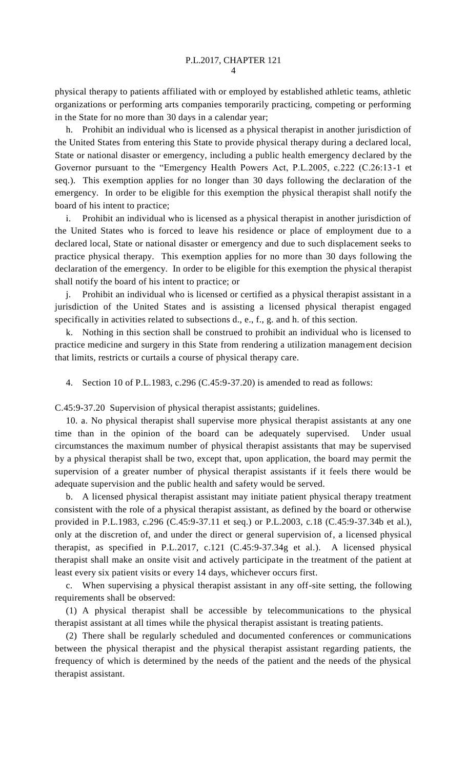physical therapy to patients affiliated with or employed by established athletic teams, athletic organizations or performing arts companies temporarily practicing, competing or performing in the State for no more than 30 days in a calendar year;

h. Prohibit an individual who is licensed as a physical therapist in another jurisdiction of the United States from entering this State to provide physical therapy during a declared local, State or national disaster or emergency, including a public health emergency declared by the Governor pursuant to the "Emergency Health Powers Act, P.L.2005, c.222 (C.26:13-1 et seq.). This exemption applies for no longer than 30 days following the declaration of the emergency. In order to be eligible for this exemption the physical therapist shall notify the board of his intent to practice;

i. Prohibit an individual who is licensed as a physical therapist in another jurisdiction of the United States who is forced to leave his residence or place of employment due to a declared local, State or national disaster or emergency and due to such displacement seeks to practice physical therapy. This exemption applies for no more than 30 days following the declaration of the emergency. In order to be eligible for this exemption the physical therapist shall notify the board of his intent to practice; or

j. Prohibit an individual who is licensed or certified as a physical therapist assistant in a jurisdiction of the United States and is assisting a licensed physical therapist engaged specifically in activities related to subsections d., e., f., g. and h. of this section.

k. Nothing in this section shall be construed to prohibit an individual who is licensed to practice medicine and surgery in this State from rendering a utilization management decision that limits, restricts or curtails a course of physical therapy care.

4. Section 10 of P.L.1983, c.296 (C.45:9-37.20) is amended to read as follows:

C.45:9-37.20 Supervision of physical therapist assistants; guidelines.

10. a. No physical therapist shall supervise more physical therapist assistants at any one time than in the opinion of the board can be adequately supervised. Under usual circumstances the maximum number of physical therapist assistants that may be supervised by a physical therapist shall be two, except that, upon application, the board may permit the supervision of a greater number of physical therapist assistants if it feels there would be adequate supervision and the public health and safety would be served.

b. A licensed physical therapist assistant may initiate patient physical therapy treatment consistent with the role of a physical therapist assistant, as defined by the board or otherwise provided in P.L.1983, c.296 (C.45:9-37.11 et seq.) or P.L.2003, c.18 (C.45:9-37.34b et al.), only at the discretion of, and under the direct or general supervision of, a licensed physical therapist, as specified in P.L.2017, c.121 (C.45:9-37.34g et al.). A licensed physical therapist shall make an onsite visit and actively participate in the treatment of the patient at least every six patient visits or every 14 days, whichever occurs first.

c. When supervising a physical therapist assistant in any off-site setting, the following requirements shall be observed:

(1) A physical therapist shall be accessible by telecommunications to the physical therapist assistant at all times while the physical therapist assistant is treating patients.

(2) There shall be regularly scheduled and documented conferences or communications between the physical therapist and the physical therapist assistant regarding patients, the frequency of which is determined by the needs of the patient and the needs of the physical therapist assistant.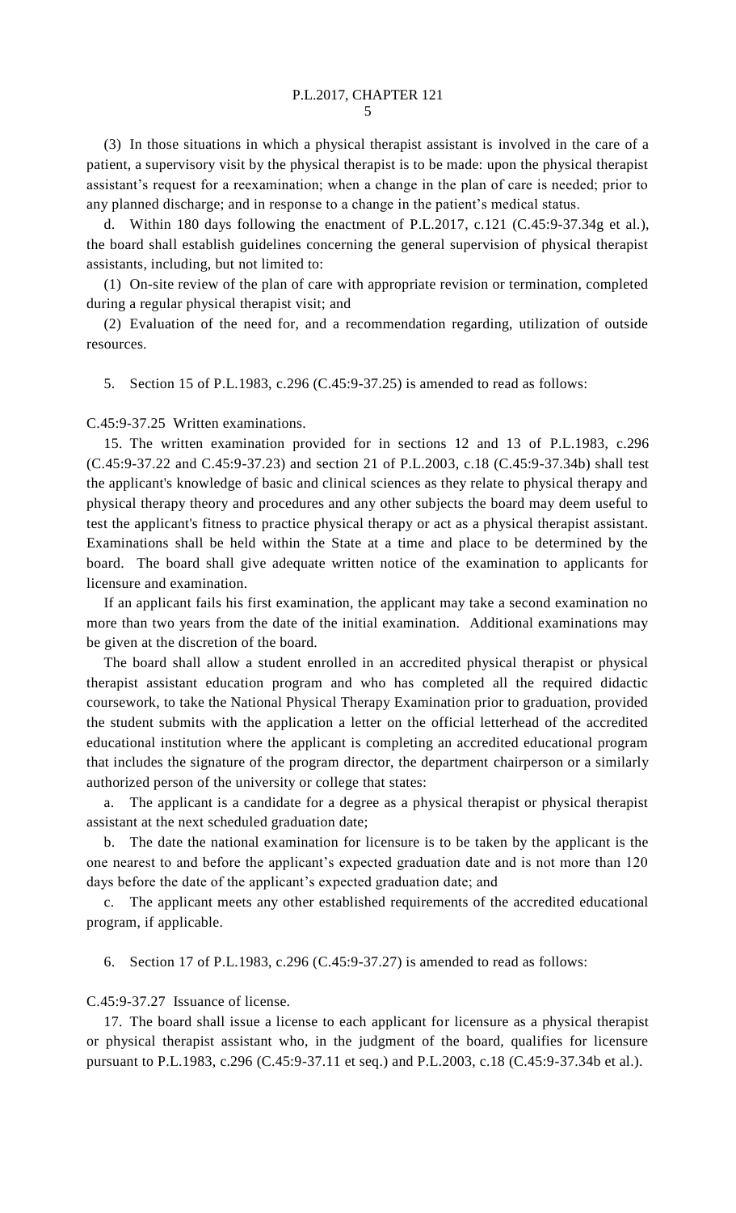(3) In those situations in which a physical therapist assistant is involved in the care of a patient, a supervisory visit by the physical therapist is to be made: upon the physical therapist assistant's request for a reexamination; when a change in the plan of care is needed; prior to any planned discharge; and in response to a change in the patient's medical status.

d. Within 180 days following the enactment of P.L.2017, c.121 (C.45:9-37.34g et al.), the board shall establish guidelines concerning the general supervision of physical therapist assistants, including, but not limited to:

(1) On-site review of the plan of care with appropriate revision or termination, completed during a regular physical therapist visit; and

(2) Evaluation of the need for, and a recommendation regarding, utilization of outside resources.

5. Section 15 of P.L.1983, c.296 (C.45:9-37.25) is amended to read as follows:

C.45:9-37.25 Written examinations.

15. The written examination provided for in sections 12 and 13 of P.L.1983, c.296 (C.45:9-37.22 and C.45:9-37.23) and section 21 of P.L.2003, c.18 (C.45:9-37.34b) shall test the applicant's knowledge of basic and clinical sciences as they relate to physical therapy and physical therapy theory and procedures and any other subjects the board may deem useful to test the applicant's fitness to practice physical therapy or act as a physical therapist assistant. Examinations shall be held within the State at a time and place to be determined by the board. The board shall give adequate written notice of the examination to applicants for licensure and examination.

If an applicant fails his first examination, the applicant may take a second examination no more than two years from the date of the initial examination. Additional examinations may be given at the discretion of the board.

The board shall allow a student enrolled in an accredited physical therapist or physical therapist assistant education program and who has completed all the required didactic coursework, to take the National Physical Therapy Examination prior to graduation, provided the student submits with the application a letter on the official letterhead of the accredited educational institution where the applicant is completing an accredited educational program that includes the signature of the program director, the department chairperson or a similarly authorized person of the university or college that states:

a. The applicant is a candidate for a degree as a physical therapist or physical therapist assistant at the next scheduled graduation date;

b. The date the national examination for licensure is to be taken by the applicant is the one nearest to and before the applicant's expected graduation date and is not more than 120 days before the date of the applicant's expected graduation date; and

c. The applicant meets any other established requirements of the accredited educational program, if applicable.

6. Section 17 of P.L.1983, c.296 (C.45:9-37.27) is amended to read as follows:

C.45:9-37.27 Issuance of license.

17. The board shall issue a license to each applicant for licensure as a physical therapist or physical therapist assistant who, in the judgment of the board, qualifies for licensure pursuant to P.L.1983, c.296 (C.45:9-37.11 et seq.) and P.L.2003, c.18 (C.45:9-37.34b et al.).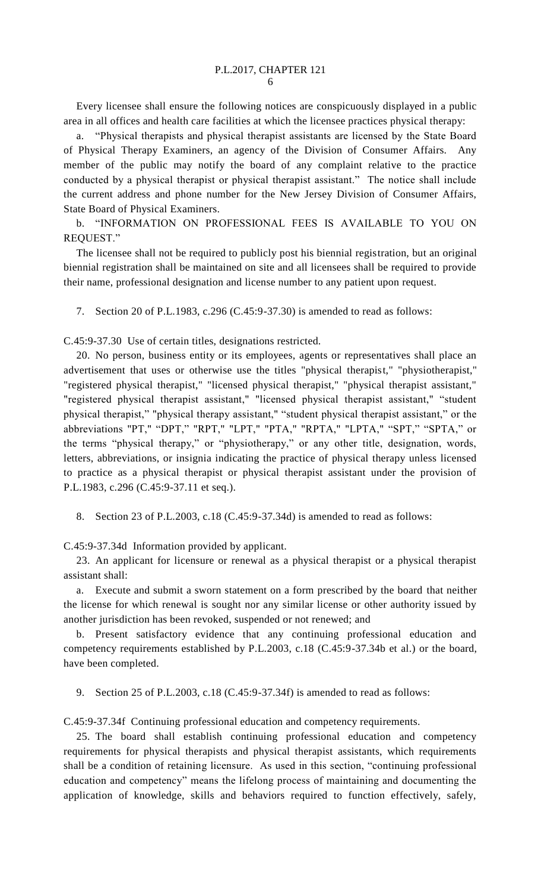Every licensee shall ensure the following notices are conspicuously displayed in a public area in all offices and health care facilities at which the licensee practices physical therapy:

a. "Physical therapists and physical therapist assistants are licensed by the State Board of Physical Therapy Examiners, an agency of the Division of Consumer Affairs. Any member of the public may notify the board of any complaint relative to the practice conducted by a physical therapist or physical therapist assistant." The notice shall include the current address and phone number for the New Jersey Division of Consumer Affairs, State Board of Physical Examiners.

b. "INFORMATION ON PROFESSIONAL FEES IS AVAILABLE TO YOU ON REQUEST."

The licensee shall not be required to publicly post his biennial registration, but an original biennial registration shall be maintained on site and all licensees shall be required to provide their name, professional designation and license number to any patient upon request.

7. Section 20 of P.L.1983, c.296 (C.45:9-37.30) is amended to read as follows:

C.45:9-37.30 Use of certain titles, designations restricted.

20. No person, business entity or its employees, agents or representatives shall place an advertisement that uses or otherwise use the titles "physical therapist," "physiotherapist," "registered physical therapist," "licensed physical therapist," "physical therapist assistant," "registered physical therapist assistant," "licensed physical therapist assistant," "student physical therapist," "physical therapy assistant," "student physical therapist assistant," or the abbreviations "PT," "DPT," "RPT," "LPT," "PTA," "RPTA," "LPTA," "SPT," "SPTA," or the terms "physical therapy," or "physiotherapy," or any other title, designation, words, letters, abbreviations, or insignia indicating the practice of physical therapy unless licensed to practice as a physical therapist or physical therapist assistant under the provision of P.L.1983, c.296 (C.45:9-37.11 et seq.).

8. Section 23 of P.L.2003, c.18 (C.45:9-37.34d) is amended to read as follows:

C.45:9-37.34d Information provided by applicant.

23. An applicant for licensure or renewal as a physical therapist or a physical therapist assistant shall:

a. Execute and submit a sworn statement on a form prescribed by the board that neither the license for which renewal is sought nor any similar license or other authority issued by another jurisdiction has been revoked, suspended or not renewed; and

b. Present satisfactory evidence that any continuing professional education and competency requirements established by P.L.2003, c.18 (C.45:9-37.34b et al.) or the board, have been completed.

9. Section 25 of P.L.2003, c.18 (C.45:9-37.34f) is amended to read as follows:

C.45:9-37.34f Continuing professional education and competency requirements.

25. The board shall establish continuing professional education and competency requirements for physical therapists and physical therapist assistants, which requirements shall be a condition of retaining licensure. As used in this section, "continuing professional education and competency" means the lifelong process of maintaining and documenting the application of knowledge, skills and behaviors required to function effectively, safely,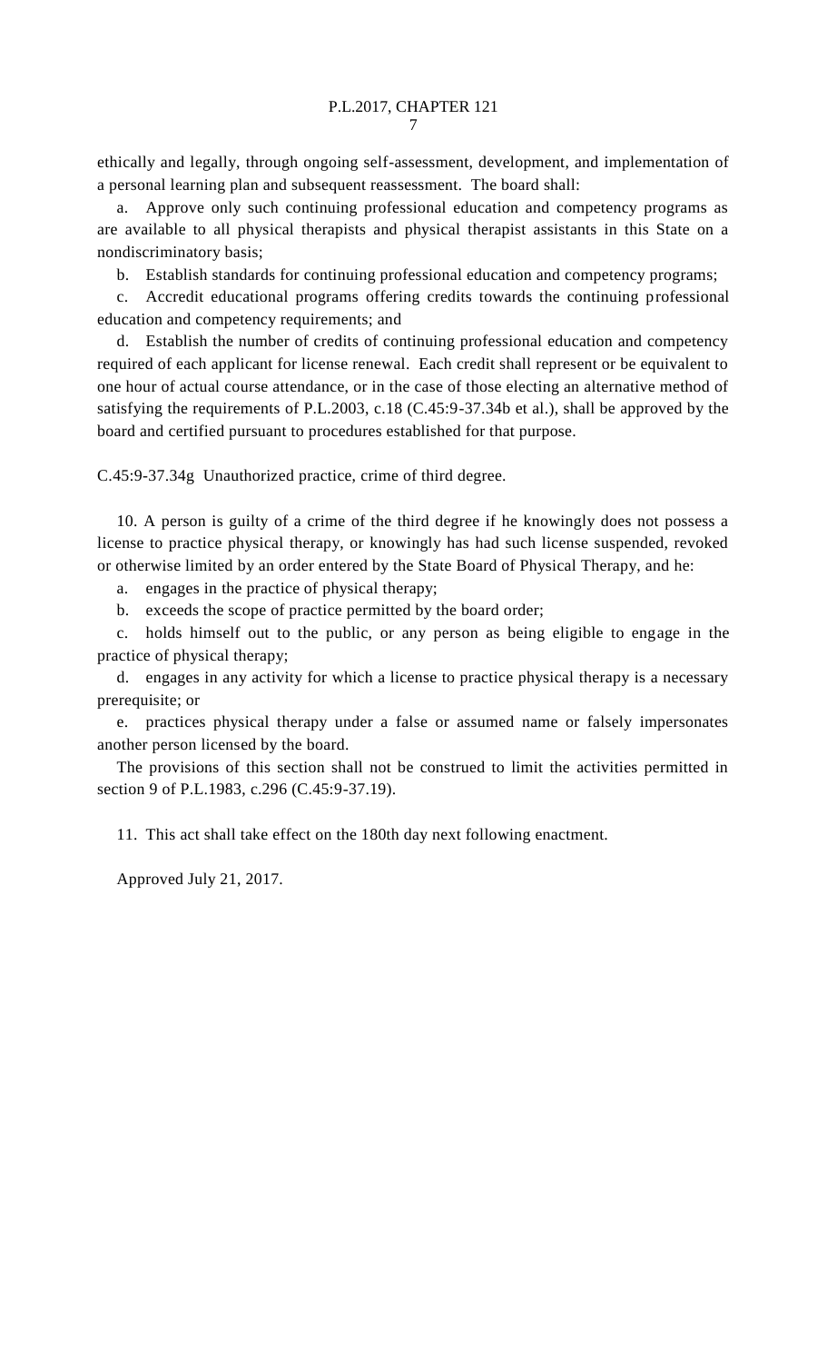ethically and legally, through ongoing self-assessment, development, and implementation of a personal learning plan and subsequent reassessment. The board shall:

a. Approve only such continuing professional education and competency programs as are available to all physical therapists and physical therapist assistants in this State on a nondiscriminatory basis;

b. Establish standards for continuing professional education and competency programs;

c. Accredit educational programs offering credits towards the continuing professional education and competency requirements; and

d. Establish the number of credits of continuing professional education and competency required of each applicant for license renewal. Each credit shall represent or be equivalent to one hour of actual course attendance, or in the case of those electing an alternative method of satisfying the requirements of P.L.2003, c.18 (C.45:9-37.34b et al.), shall be approved by the board and certified pursuant to procedures established for that purpose.

C.45:9-37.34g Unauthorized practice, crime of third degree.

10. A person is guilty of a crime of the third degree if he knowingly does not possess a license to practice physical therapy, or knowingly has had such license suspended, revoked or otherwise limited by an order entered by the State Board of Physical Therapy, and he:

a. engages in the practice of physical therapy;

b. exceeds the scope of practice permitted by the board order;

c. holds himself out to the public, or any person as being eligible to engage in the practice of physical therapy;

d. engages in any activity for which a license to practice physical therapy is a necessary prerequisite; or

e. practices physical therapy under a false or assumed name or falsely impersonates another person licensed by the board.

The provisions of this section shall not be construed to limit the activities permitted in section 9 of P.L.1983, c.296 (C.45:9-37.19).

11. This act shall take effect on the 180th day next following enactment.

Approved July 21, 2017.